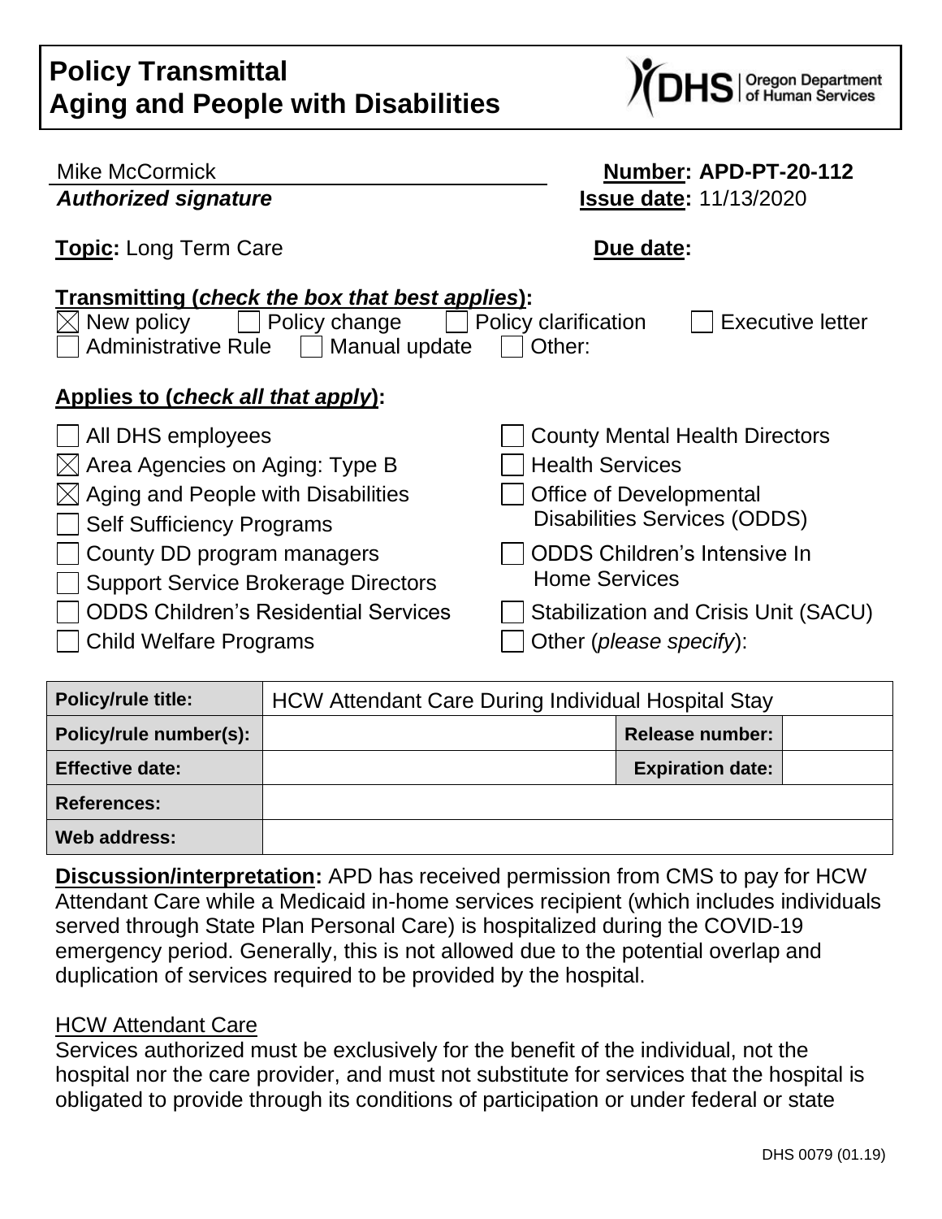# Policy Transmittal
# Aging and People with Disabilities

Mike McCormick
***Authorized signature***

**Number: APD-PT-20-112**
**Issue date:** 11/13/2020

**Topic:** Long Term Care

**Due date:**

**Transmitting (*check the box that best applies*):**

☒ New policy ☐ Policy change ☐ Policy clarification ☐ Executive letter
☐ Administrative Rule ☐ Manual update ☐ Other:

**Applies to (*check all that apply*):**

☐ All DHS employees
☒ Area Agencies on Aging: Type B
☒ Aging and People with Disabilities
☐ Self Sufficiency Programs
☐ County DD program managers
☐ Support Service Brokerage Directors
☐ ODDS Children's Residential Services
☐ Child Welfare Programs
☐ County Mental Health Directors
☐ Health Services
☐ Office of Developmental Disabilities Services (ODDS)
☐ ODDS Children's Intensive In Home Services
☐ Stabilization and Crisis Unit (SACU)
☐ Other (*please specify*):

| **Policy/rule title:** | HCW Attendant Care During Individual Hospital Stay | | |
|---|---|---|---|
| **Policy/rule number(s):** | | **Release number:** | |
| **Effective date:** | | **Expiration date:** | |
| **References:** | | | |
| **Web address:** | | | |

**Discussion/interpretation:** APD has received permission from CMS to pay for HCW Attendant Care while a Medicaid in-home services recipient (which includes individuals served through State Plan Personal Care) is hospitalized during the COVID-19 emergency period. Generally, this is not allowed due to the potential overlap and duplication of services required to be provided by the hospital.

HCW Attendant Care

Services authorized must be exclusively for the benefit of the individual, not the hospital nor the care provider, and must not substitute for services that the hospital is obligated to provide through its conditions of participation or under federal or state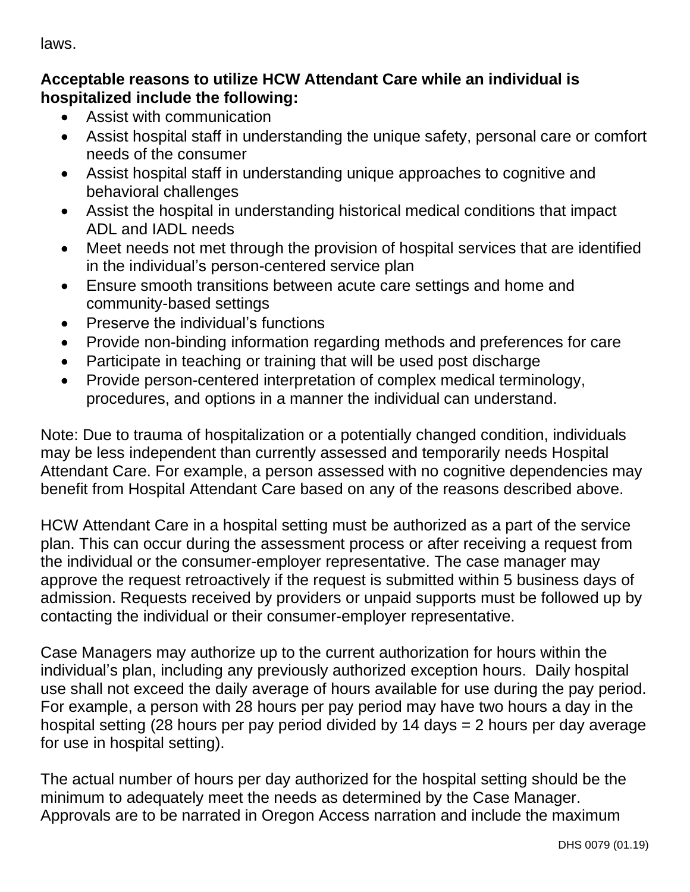laws.

**Acceptable reasons to utilize HCW Attendant Care while an individual is hospitalized include the following:**

- Assist with communication
- Assist hospital staff in understanding the unique safety, personal care or comfort needs of the consumer
- Assist hospital staff in understanding unique approaches to cognitive and behavioral challenges
- Assist the hospital in understanding historical medical conditions that impact ADL and IADL needs
- Meet needs not met through the provision of hospital services that are identified in the individual's person-centered service plan
- Ensure smooth transitions between acute care settings and home and community-based settings
- Preserve the individual's functions
- Provide non-binding information regarding methods and preferences for care
- Participate in teaching or training that will be used post discharge
- Provide person-centered interpretation of complex medical terminology, procedures, and options in a manner the individual can understand.

Note: Due to trauma of hospitalization or a potentially changed condition, individuals may be less independent than currently assessed and temporarily needs Hospital Attendant Care. For example, a person assessed with no cognitive dependencies may benefit from Hospital Attendant Care based on any of the reasons described above.

HCW Attendant Care in a hospital setting must be authorized as a part of the service plan. This can occur during the assessment process or after receiving a request from the individual or the consumer-employer representative. The case manager may approve the request retroactively if the request is submitted within 5 business days of admission. Requests received by providers or unpaid supports must be followed up by contacting the individual or their consumer-employer representative.

Case Managers may authorize up to the current authorization for hours within the individual's plan, including any previously authorized exception hours. Daily hospital use shall not exceed the daily average of hours available for use during the pay period. For example, a person with 28 hours per pay period may have two hours a day in the hospital setting (28 hours per pay period divided by 14 days = 2 hours per day average for use in hospital setting).

The actual number of hours per day authorized for the hospital setting should be the minimum to adequately meet the needs as determined by the Case Manager. Approvals are to be narrated in Oregon Access narration and include the maximum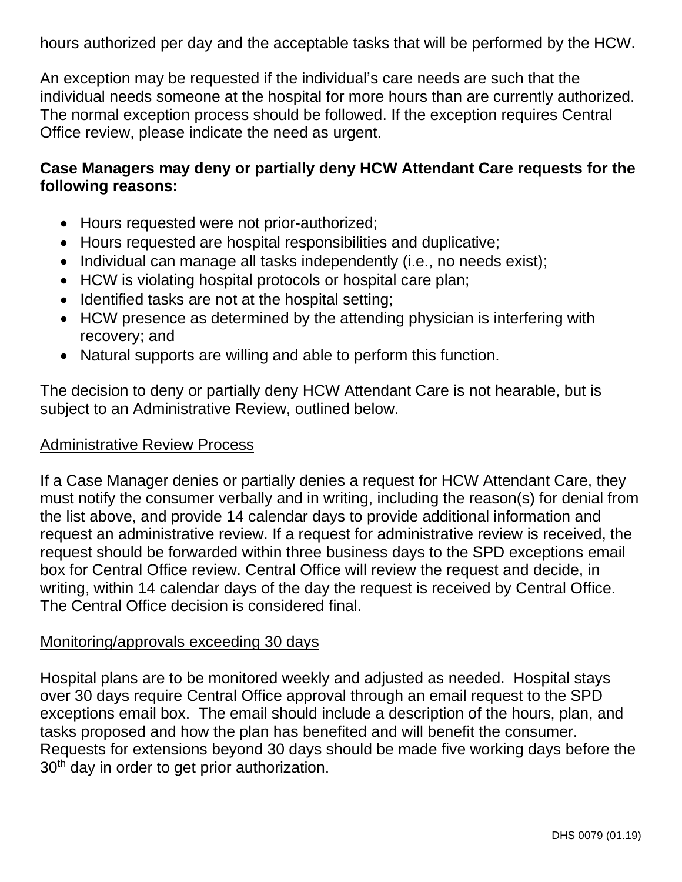hours authorized per day and the acceptable tasks that will be performed by the HCW.

An exception may be requested if the individual's care needs are such that the individual needs someone at the hospital for more hours than are currently authorized. The normal exception process should be followed. If the exception requires Central Office review, please indicate the need as urgent.

**Case Managers may deny or partially deny HCW Attendant Care requests for the following reasons:**

- Hours requested were not prior-authorized;
- Hours requested are hospital responsibilities and duplicative;
- Individual can manage all tasks independently (i.e., no needs exist);
- HCW is violating hospital protocols or hospital care plan;
- Identified tasks are not at the hospital setting;
- HCW presence as determined by the attending physician is interfering with recovery; and
- Natural supports are willing and able to perform this function.

The decision to deny or partially deny HCW Attendant Care is not hearable, but is subject to an Administrative Review, outlined below.

<u>Administrative Review Process</u>

If a Case Manager denies or partially denies a request for HCW Attendant Care, they must notify the consumer verbally and in writing, including the reason(s) for denial from the list above, and provide 14 calendar days to provide additional information and request an administrative review. If a request for administrative review is received, the request should be forwarded within three business days to the SPD exceptions email box for Central Office review. Central Office will review the request and decide, in writing, within 14 calendar days of the day the request is received by Central Office. The Central Office decision is considered final.

<u>Monitoring/approvals exceeding 30 days</u>

Hospital plans are to be monitored weekly and adjusted as needed. Hospital stays over 30 days require Central Office approval through an email request to the SPD exceptions email box. The email should include a description of the hours, plan, and tasks proposed and how the plan has benefited and will benefit the consumer. Requests for extensions beyond 30 days should be made five working days before the 30th day in order to get prior authorization.

DHS 0079 (01.19)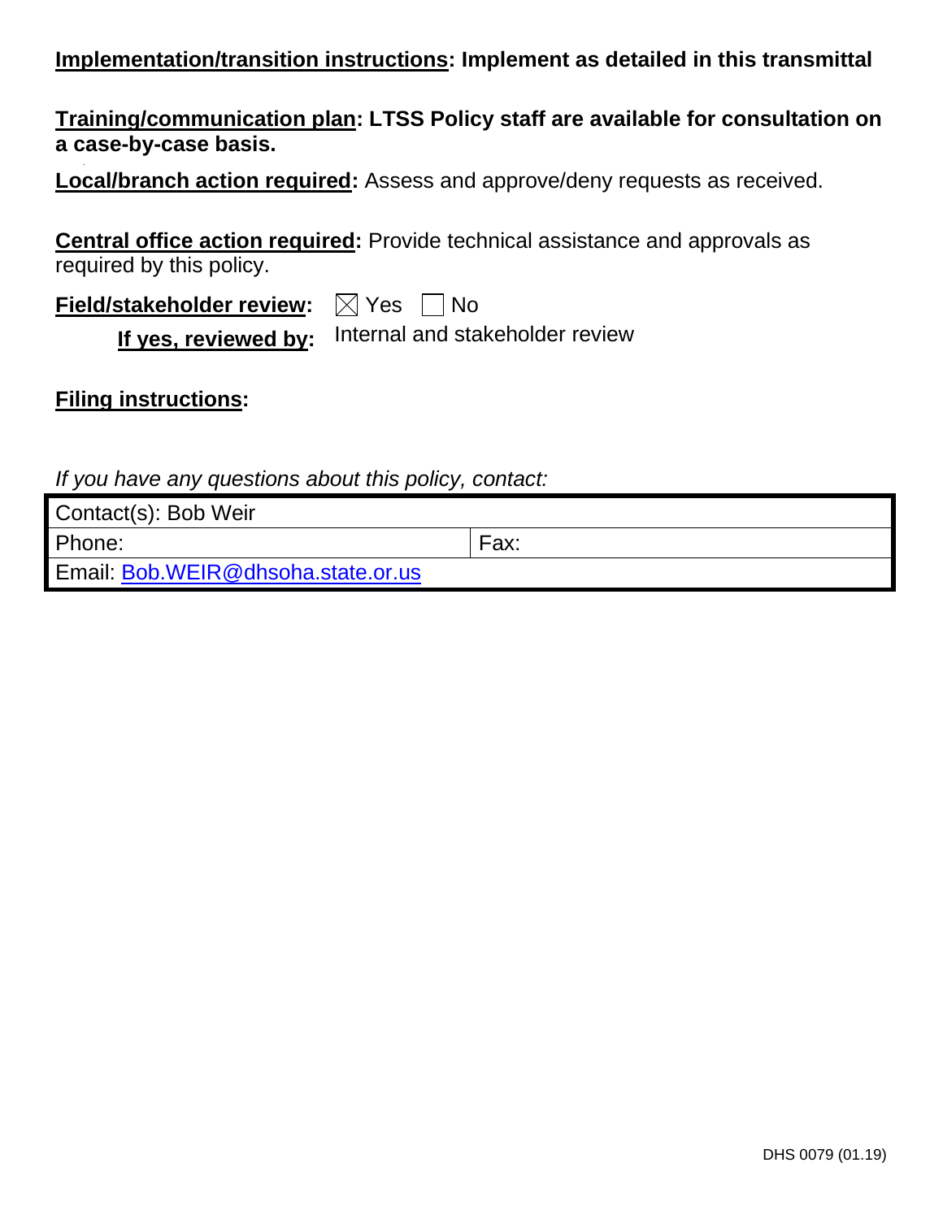**Implementation/transition instructions: Implement as detailed in this transmittal**

**Training/communication plan: LTSS Policy staff are available for consultation on a case-by-case basis.**

**Local/branch action required:** Assess and approve/deny requests as received.

**Central office action required:** Provide technical assistance and approvals as required by this policy.

**Field/stakeholder review:** ☒ Yes ☐ No

**If yes, reviewed by:** Internal and stakeholder review

**Filing instructions:**

*If you have any questions about this policy, contact:*

| | |
|---|---|
| Contact(s): Bob Weir | |
| Phone: | Fax: |
| Email: Bob.WEIR@dhsoha.state.or.us | |

DHS 0079 (01.19)